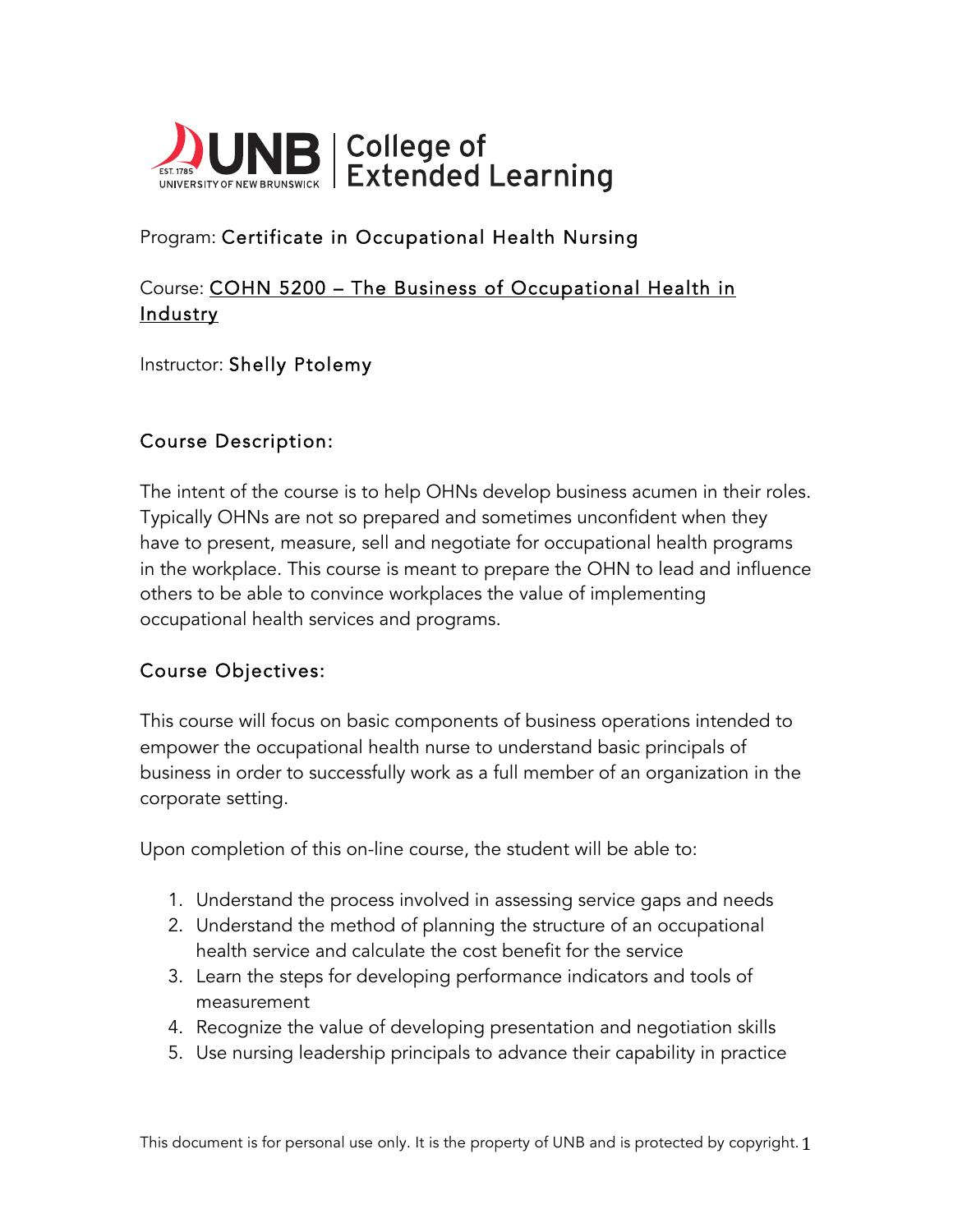UNB | College of Extended Learning

Program: Certificate in Occupational Health Nursing

Course: COHN 5200 – The Business of Occupational Health in Industry

Instructor: Shelly Ptolemy

## Course Description:

The intent of the course is to help OHNs develop business acumen in their roles. Typically OHNs are not so prepared and sometimes unconfident when they have to present, measure, sell and negotiate for occupational health programs in the workplace. This course is meant to prepare the OHN to lead and influence others to be able to convince workplaces the value of implementing occupational health services and programs.

## Course Objectives:

This course will focus on basic components of business operations intended to empower the occupational health nurse to understand basic principals of business in order to successfully work as a full member of an organization in the corporate setting.

Upon completion of this on-line course, the student will be able to:

1. Understand the process involved in assessing service gaps and needs
2. Understand the method of planning the structure of an occupational health service and calculate the cost benefit for the service
3. Learn the steps for developing performance indicators and tools of measurement
4. Recognize the value of developing presentation and negotiation skills
5. Use nursing leadership principals to advance their capability in practice

This document is for personal use only. It is the property of UNB and is protected by copyright.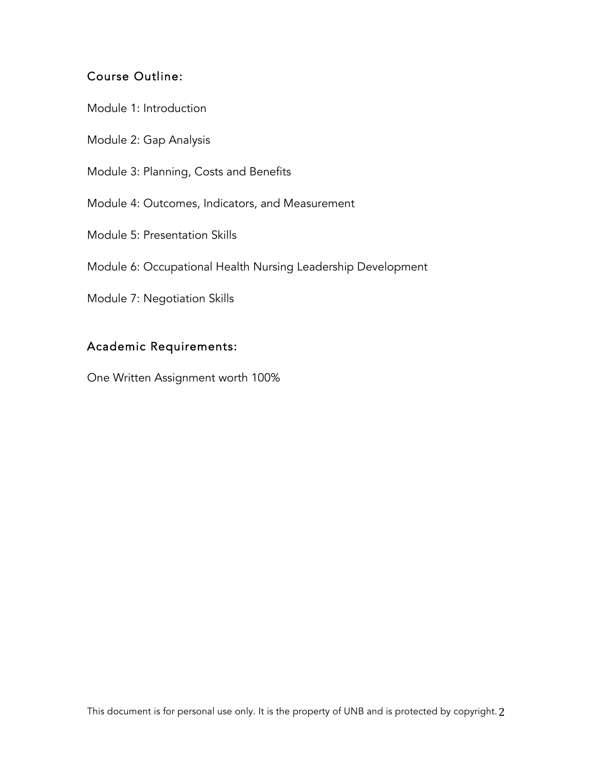## Course Outline:

Module 1: Introduction

Module 2: Gap Analysis

Module 3: Planning, Costs and Benefits

Module 4: Outcomes, Indicators, and Measurement

Module 5: Presentation Skills

Module 6: Occupational Health Nursing Leadership Development

Module 7: Negotiation Skills

## Academic Requirements:

One Written Assignment worth 100%